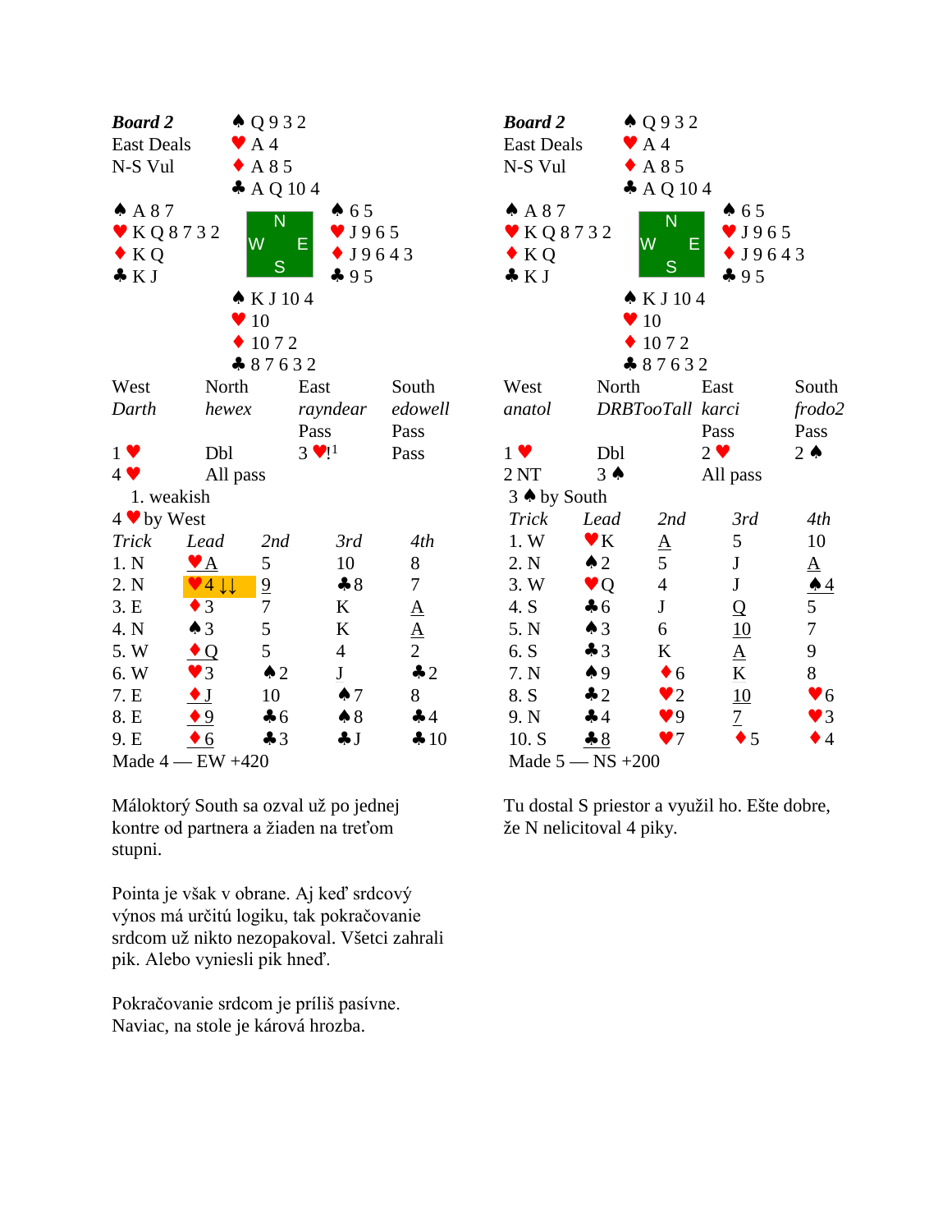**Board 2**
East Deals
N-S Vul

North: ♠ Q 9 3 2 / ♥ A 4 / ♦ A 8 5 / ♣ A Q 10 4

West: ♠ A 8 7 / ♥ K Q 8 7 3 2 / ♦ K Q / ♣ K J

East: ♠ 6 5 / ♥ J 9 6 5 / ♦ J 9 6 4 3 / ♣ 9 5

South: ♠ K J 10 4 / ♥ 10 / ♦ 10 7 2 / ♣ 8 7 6 3 2

| West | North | East | South |
|---|---|---|---|
| *Darth* | *hewex* | *rayndear* | *edowell* |
| | | Pass | Pass |
| 1 ♥ | Dbl | 3 ♥![1] | Pass |
| 4 ♥ | All pass | | |

1. weakish

4 ♥ by West

| *Trick* | *Lead* | *2nd* | *3rd* | *4th* |
|---|---|---|---|---|
| 1. N | ♥ A | 5 | 10 | 8 |
| 2. N | ♥ 4 ↓↓ | 9 | ♣ 8 | 7 |
| 3. E | ♦ 3 | 7 | K | A |
| 4. N | ♠ 3 | 5 | K | A |
| 5. W | ♦ Q | 5 | 4 | 2 |
| 6. W | ♥ 3 | ♠ 2 | J | ♣ 2 |
| 7. E | ♦ J | 10 | ♠ 7 | 8 |
| 8. E | ♦ 9 | ♣ 6 | ♠ 8 | ♣ 4 |
| 9. E | ♦ 6 | ♣ 3 | ♣ J | ♣ 10 |

Made 4 — EW +420

Máloktorý South sa ozval už po jednej kontre od partnera a žiaden na treťom stupni.

Pointa je však v obrane. Aj keď srdcový výnos má určitú logiku, tak pokračovanie srdcom už nikto nezopakoval. Všetci zahrali pik. Alebo vyniesli pik hneď.

Pokračovanie srdcom je príliš pasívne. Naviac, na stole je kárová hrozba.

**Board 2**
East Deals
N-S Vul

North: ♠ Q 9 3 2 / ♥ A 4 / ♦ A 8 5 / ♣ A Q 10 4

West: ♠ A 8 7 / ♥ K Q 8 7 3 2 / ♦ K Q / ♣ K J

East: ♠ 6 5 / ♥ J 9 6 5 / ♦ J 9 6 4 3 / ♣ 9 5

South: ♠ K J 10 4 / ♥ 10 / ♦ 10 7 2 / ♣ 8 7 6 3 2

| West | North | East | South |
|---|---|---|---|
| *anatol* | *DRBTooTall* | *karci* | *frodo2* |
| | | Pass | Pass |
| 1 ♥ | Dbl | 2 ♥ | 2 ♠ |
| 2 NT | 3 ♠ | All pass | |

3 ♠ by South

| *Trick* | *Lead* | *2nd* | *3rd* | *4th* |
|---|---|---|---|---|
| 1. W | ♥ K | A | 5 | 10 |
| 2. N | ♠ 2 | 5 | J | A |
| 3. W | ♥ Q | 4 | J | ♠ 4 |
| 4. S | ♣ 6 | J | Q | 5 |
| 5. N | ♠ 3 | 6 | 10 | 7 |
| 6. S | ♣ 3 | K | A | 9 |
| 7. N | ♠ 9 | ♦ 6 | K | 8 |
| 8. S | ♣ 2 | ♥ 2 | 10 | ♥ 6 |
| 9. N | ♣ 4 | ♥ 9 | 7 | ♥ 3 |
| 10. S | ♣ 8 | ♥ 7 | ♦ 5 | ♦ 4 |

Made 5 — NS +200

Tu dostal S priestor a využil ho. Ešte dobre, že N nelicitoval 4 piky.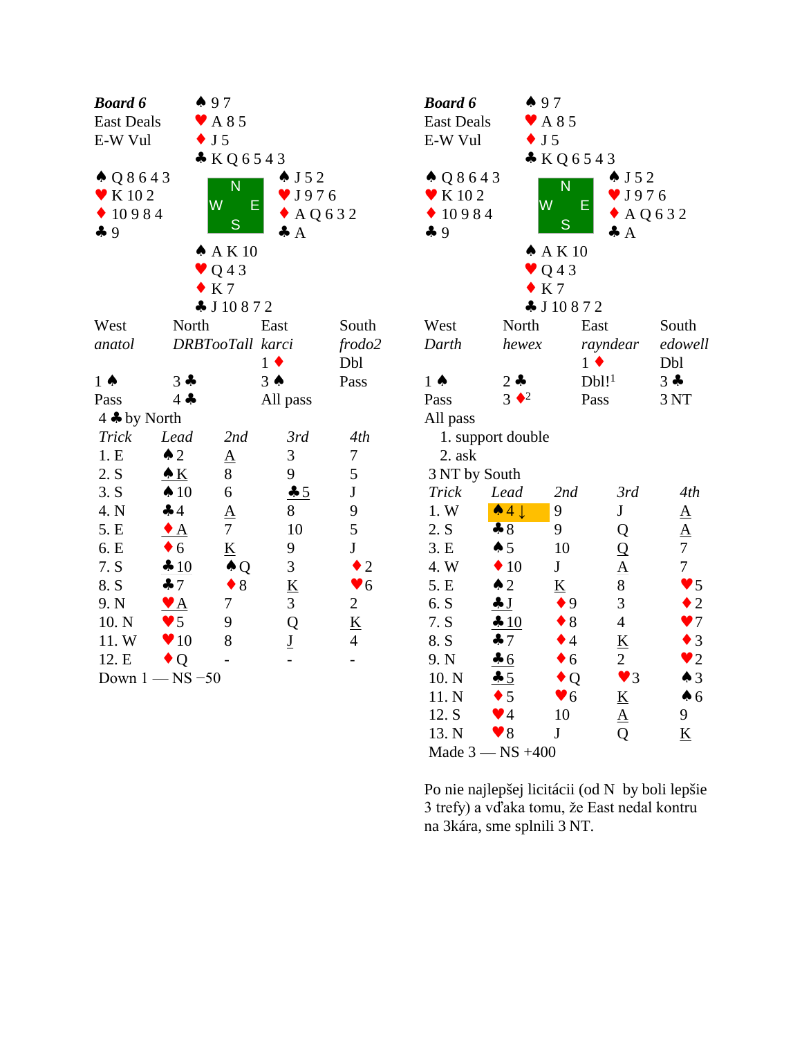## Board 6

East Deals
E-W Vul

**North:** ♠ 9 7 / ♥ A 8 5 / ♦ J 5 / ♣ K Q 6 5 4 3

**West:** ♠ Q 8 6 4 3 / ♥ K 10 2 / ♦ 10 9 8 4 / ♣ 9

**East:** ♠ J 5 2 / ♥ J 9 7 6 / ♦ A Q 6 3 2 / ♣ A

**South:** ♠ A K 10 / ♥ Q 4 3 / ♦ K 7 / ♣ J 10 8 7 2

| West | North | East | South |
|---|---|---|---|
| *anatol* | *DRBTooTall* | *karci* | *frodo2* |
| | | 1 ♦ | Dbl |
| 1 ♠ | 3 ♣ | 3 ♠ | Pass |
| Pass | 4 ♣ | All pass | |

4 ♣ by North

| Trick | Lead | 2nd | 3rd | 4th |
|---|---|---|---|---|
| 1. E | ♠2 | A | 3 | 7 |
| 2. S | ♠K | 8 | 9 | 5 |
| 3. S | ♠10 | 6 | ♣5 | J |
| 4. N | ♣4 | A | 8 | 9 |
| 5. E | ♦A | 7 | 10 | 5 |
| 6. E | ♦6 | K | 9 | J |
| 7. S | ♣10 | ♠Q | 3 | ♦2 |
| 8. S | ♣7 | ♦8 | K | ♥6 |
| 9. N | ♥A | 7 | 3 | 2 |
| 10. N | ♥5 | 9 | Q | K |
| 11. W | ♥10 | 8 | J | 4 |
| 12. E | ♦Q | - | - | - |

Down 1 — NS −50

## Board 6

East Deals
E-W Vul

**North:** ♠ 9 7 / ♥ A 8 5 / ♦ J 5 / ♣ K Q 6 5 4 3

**West:** ♠ Q 8 6 4 3 / ♥ K 10 2 / ♦ 10 9 8 4 / ♣ 9

**East:** ♠ J 5 2 / ♥ J 9 7 6 / ♦ A Q 6 3 2 / ♣ A

**South:** ♠ A K 10 / ♥ Q 4 3 / ♦ K 7 / ♣ J 10 8 7 2

| West | North | East | South |
|---|---|---|---|
| *Darth* | *hewex* | *rayndear* | *edowell* |
| | | 1 ♦ | Dbl |
| 1 ♠ | 2 ♣ | Dbl![1] | 3 ♣ |
| Pass | 3 ♦[2] | Pass | 3 NT |
| All pass | | | |

1. support double
2. ask

3 NT by South

| Trick | Lead | 2nd | 3rd | 4th |
|---|---|---|---|---|
| 1. W | ♠4 ↓ | 9 | J | A |
| 2. S | ♣8 | 9 | Q | A |
| 3. E | ♠5 | 10 | Q | 7 |
| 4. W | ♦10 | J | A | 7 |
| 5. E | ♠2 | K | 8 | ♥5 |
| 6. S | ♣J | ♦9 | 3 | ♦2 |
| 7. S | ♣10 | ♦8 | 4 | ♥7 |
| 8. S | ♣7 | ♦4 | K | ♦3 |
| 9. N | ♣6 | ♦6 | 2 | ♥2 |
| 10. N | ♣5 | ♦Q | ♥3 | ♠3 |
| 11. N | ♦5 | ♥6 | K | ♠6 |
| 12. S | ♥4 | 10 | A | 9 |
| 13. N | ♥8 | J | Q | K |

Made 3 — NS +400

Po nie najlepšej licitácii (od N by boli lepšie 3 trefy) a vďaka tomu, že East nedal kontru na 3kára, sme splnili 3 NT.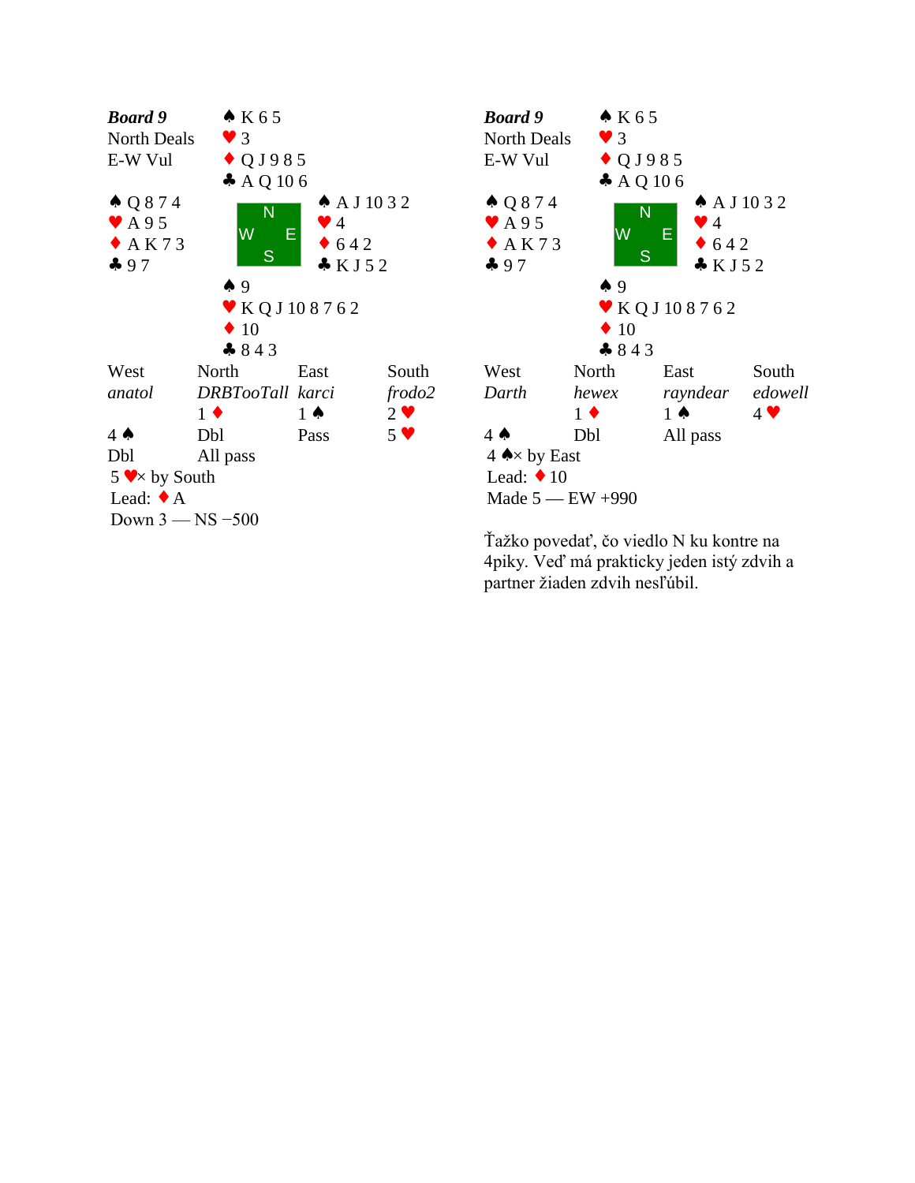## Board 9

North Deals
E-W Vul

**North:** ♠ K 6 5 ♥ 3 ♦ Q J 9 8 5 ♣ A Q 10 6

**West:** ♠ Q 8 7 4 ♥ A 9 5 ♦ A K 7 3 ♣ 9 7

**East:** ♠ A J 10 3 2 ♥ 4 ♦ 6 4 2 ♣ K J 5 2

**South:** ♠ 9 ♥ K Q J 10 8 7 6 2 ♦ 10 ♣ 8 4 3

| West | North | East | South |
|---|---|---|---|
| *anatol* | *DRBTooTall* | *karci* | *frodo2* |
| | 1 ♦ | 1 ♠ | 2 ♥ |
| 4 ♠ | Dbl | Pass | 5 ♥ |
| Dbl | All pass | | |

5 ♥× by South
Lead: ♦ A
Down 3 — NS −500

## Board 9

North Deals
E-W Vul

**North:** ♠ K 6 5 ♥ 3 ♦ Q J 9 8 5 ♣ A Q 10 6

**West:** ♠ Q 8 7 4 ♥ A 9 5 ♦ A K 7 3 ♣ 9 7

**East:** ♠ A J 10 3 2 ♥ 4 ♦ 6 4 2 ♣ K J 5 2

**South:** ♠ 9 ♥ K Q J 10 8 7 6 2 ♦ 10 ♣ 8 4 3

| West | North | East | South |
|---|---|---|---|
| *Darth* | *hewex* | *rayndear* | *edowell* |
| | 1 ♦ | 1 ♠ | 4 ♥ |
| 4 ♠ | Dbl | All pass | |

4 ♠× by East
Lead: ♦ 10
Made 5 — EW +990

Ťažko povedať, čo viedlo N ku kontre na 4piky. Veď má prakticky jeden istý zdvih a partner žiaden zdvih nesľúbil.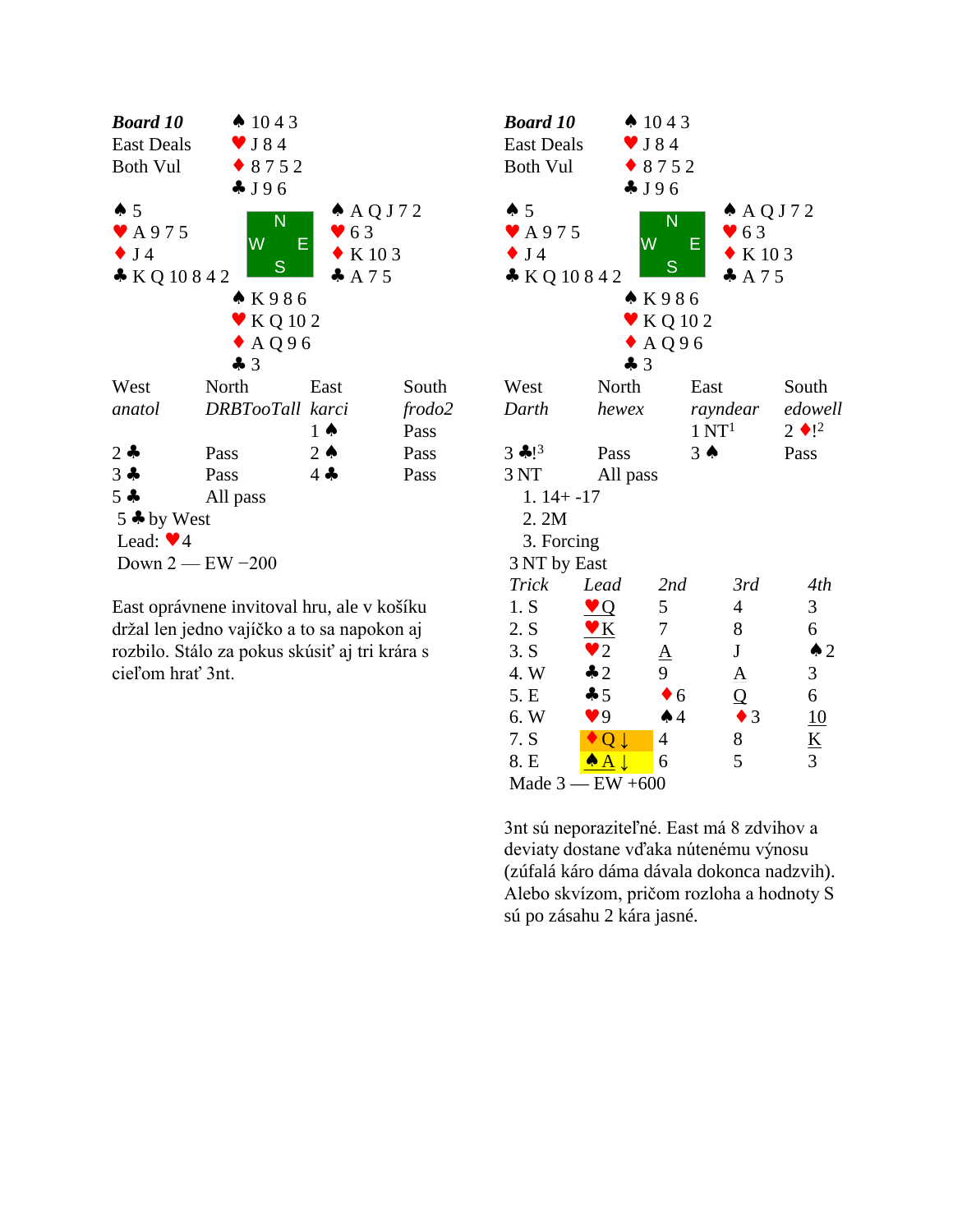**Board 10**
East Deals
Both Vul

| | | |
|---|---|---|
| | ♠ 10 4 3<br>♥ J 8 4<br>♦ 8 7 5 2<br>♣ J 9 6 | |
| ♠ 5<br>♥ A 9 7 5<br>♦ J 4<br>♣ K Q 10 8 4 2 | N / W E / S | ♠ A Q J 7 2<br>♥ 6 3<br>♦ K 10 3<br>♣ A 7 5 |
| | ♠ K 9 8 6<br>♥ K Q 10 2<br>♦ A Q 9 6<br>♣ 3 | |

| West | North | East | South |
|---|---|---|---|
| *anatol* | *DRBTooTall* | *karci* | *frodo2* |
| | | 1 ♠ | Pass |
| 2 ♣ | Pass | 2 ♠ | Pass |
| 3 ♣ | Pass | 4 ♣ | Pass |
| 5 ♣ | All pass | | |

5 ♣ by West
Lead: ♥4
Down 2 — EW −200

East oprávnene invitoval hru, ale v košíku držal len jedno vajíčko a to sa napokon aj rozbilo. Stálo za pokus skúsiť aj tri krára s cieľom hrať 3nt.

**Board 10**
East Deals
Both Vul

| | | |
|---|---|---|
| | ♠ 10 4 3<br>♥ J 8 4<br>♦ 8 7 5 2<br>♣ J 9 6 | |
| ♠ 5<br>♥ A 9 7 5<br>♦ J 4<br>♣ K Q 10 8 4 2 | N / W E / S | ♠ A Q J 7 2<br>♥ 6 3<br>♦ K 10 3<br>♣ A 7 5 |
| | ♠ K 9 8 6<br>♥ K Q 10 2<br>♦ A Q 9 6<br>♣ 3 | |

| West | North | East | South |
|---|---|---|---|
| *Darth* | *hewex* | *rayndear* | *edowell* |
| | | 1 NT[1] | 2 ♦![2] |
| 3 ♣![3] | Pass | 3 ♠ | Pass |
| 3 NT | All pass | | |

1. 14+ -17
2. 2M
3. Forcing

3 NT by East

| Trick | Lead | 2nd | 3rd | 4th |
|---|---|---|---|---|
| 1. S | ♥Q | 5 | 4 | 3 |
| 2. S | ♥K | 7 | 8 | 6 |
| 3. S | ♥2 | A | J | ♠2 |
| 4. W | ♣2 | 9 | A | 3 |
| 5. E | ♣5 | ♦6 | Q | 6 |
| 6. W | ♥9 | ♠4 | ♦3 | 10 |
| 7. S | ♦Q ↓ | 4 | 8 | K |
| 8. E | ♠A ↓ | 6 | 5 | 3 |

Made 3 — EW +600

3nt sú neporaziteľné. East má 8 zdvihov a deviaty dostane vďaka nútenému výnosu (zúfalá káro dáma dávala dokonca nadzvih). Alebo skvízom, pričom rozloha a hodnoty S sú po zásahu 2 kára jasné.